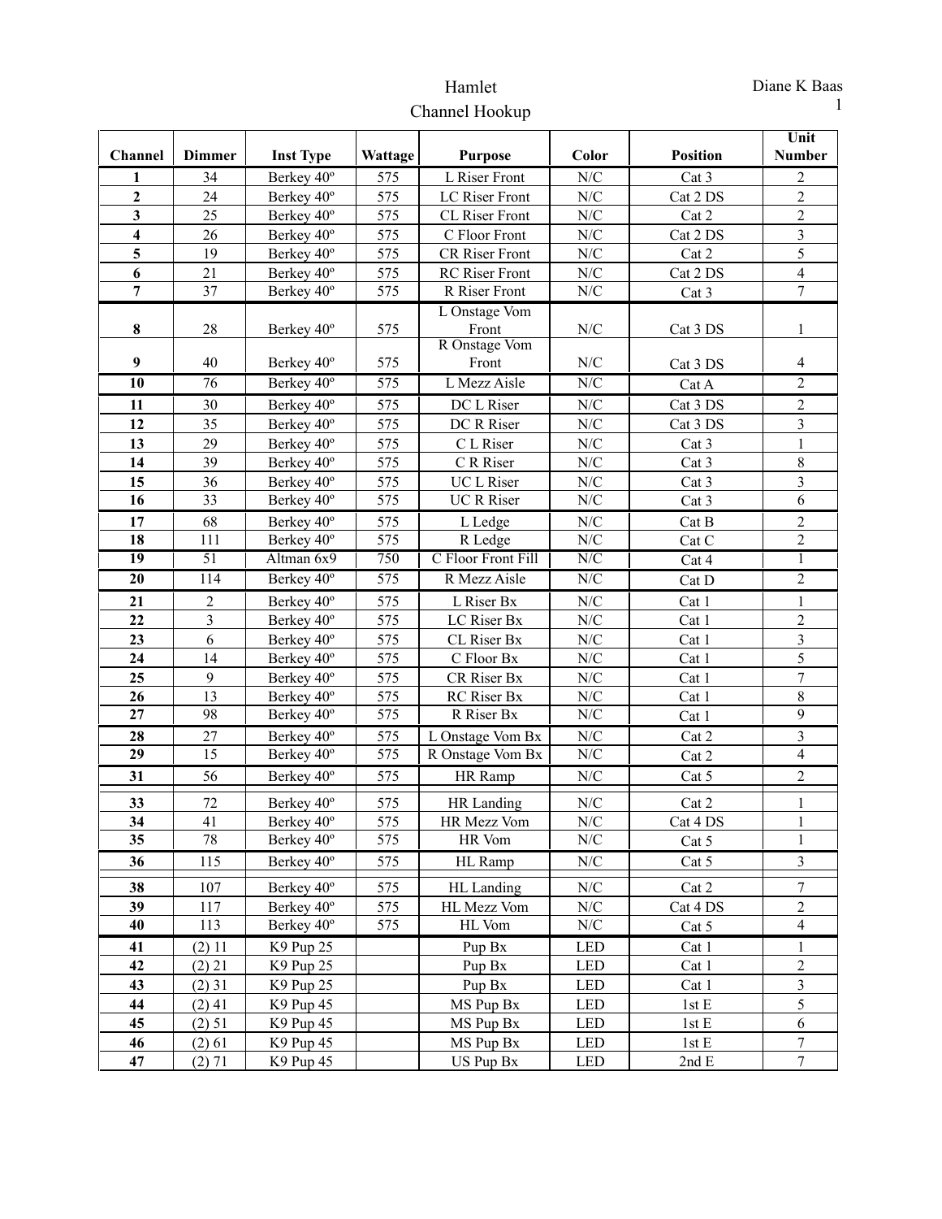# Hamlet

## Channel Hookup

Diane K Baas

| Channel | Dimmer | Inst Type | Wattage | Purpose | Color | Position | Unit Number |
|---|---|---|---|---|---|---|---|
| **1** | 34 | Berkey 40º | 575 | L Riser Front | N/C | Cat 3 | 2 |
| **2** | 24 | Berkey 40º | 575 | LC Riser Front | N/C | Cat 2 DS | 2 |
| **3** | 25 | Berkey 40º | 575 | CL Riser Front | N/C | Cat 2 | 2 |
| **4** | 26 | Berkey 40º | 575 | C Floor Front | N/C | Cat 2 DS | 3 |
| **5** | 19 | Berkey 40º | 575 | CR Riser Front | N/C | Cat 2 | 5 |
| **6** | 21 | Berkey 40º | 575 | RC Riser Front | N/C | Cat 2 DS | 4 |
| **7** | 37 | Berkey 40º | 575 | R Riser Front | N/C | Cat 3 | 7 |
| **8** | 28 | Berkey 40º | 575 | L Onstage Vom Front | N/C | Cat 3 DS | 1 |
| **9** | 40 | Berkey 40º | 575 | R Onstage Vom Front | N/C | Cat 3 DS | 4 |
| **10** | 76 | Berkey 40º | 575 | L Mezz Aisle | N/C | Cat A | 2 |
| **11** | 30 | Berkey 40º | 575 | DC L Riser | N/C | Cat 3 DS | 2 |
| **12** | 35 | Berkey 40º | 575 | DC R Riser | N/C | Cat 3 DS | 3 |
| **13** | 29 | Berkey 40º | 575 | C L Riser | N/C | Cat 3 | 1 |
| **14** | 39 | Berkey 40º | 575 | C R Riser | N/C | Cat 3 | 8 |
| **15** | 36 | Berkey 40º | 575 | UC L Riser | N/C | Cat 3 | 3 |
| **16** | 33 | Berkey 40º | 575 | UC R Riser | N/C | Cat 3 | 6 |
| **17** | 68 | Berkey 40º | 575 | L Ledge | N/C | Cat B | 2 |
| **18** | 111 | Berkey 40º | 575 | R Ledge | N/C | Cat C | 2 |
| **19** | 51 | Altman 6x9 | 750 | C Floor Front Fill | N/C | Cat 4 | 1 |
| **20** | 114 | Berkey 40º | 575 | R Mezz Aisle | N/C | Cat D | 2 |
| **21** | 2 | Berkey 40º | 575 | L Riser Bx | N/C | Cat 1 | 1 |
| **22** | 3 | Berkey 40º | 575 | LC Riser Bx | N/C | Cat 1 | 2 |
| **23** | 6 | Berkey 40º | 575 | CL Riser Bx | N/C | Cat 1 | 3 |
| **24** | 14 | Berkey 40º | 575 | C Floor Bx | N/C | Cat 1 | 5 |
| **25** | 9 | Berkey 40º | 575 | CR Riser Bx | N/C | Cat 1 | 7 |
| **26** | 13 | Berkey 40º | 575 | RC Riser Bx | N/C | Cat 1 | 8 |
| **27** | 98 | Berkey 40º | 575 | R Riser Bx | N/C | Cat 1 | 9 |
| **28** | 27 | Berkey 40º | 575 | L Onstage Vom Bx | N/C | Cat 2 | 3 |
| **29** | 15 | Berkey 40º | 575 | R Onstage Vom Bx | N/C | Cat 2 | 4 |
| **31** | 56 | Berkey 40º | 575 | HR Ramp | N/C | Cat 5 | 2 |
| **33** | 72 | Berkey 40º | 575 | HR Landing | N/C | Cat 2 | 1 |
| **34** | 41 | Berkey 40º | 575 | HR Mezz Vom | N/C | Cat 4 DS | 1 |
| **35** | 78 | Berkey 40º | 575 | HR Vom | N/C | Cat 5 | 1 |
| **36** | 115 | Berkey 40º | 575 | HL Ramp | N/C | Cat 5 | 3 |
| **38** | 107 | Berkey 40º | 575 | HL Landing | N/C | Cat 2 | 7 |
| **39** | 117 | Berkey 40º | 575 | HL Mezz Vom | N/C | Cat 4 DS | 2 |
| **40** | 113 | Berkey 40º | 575 | HL Vom | N/C | Cat 5 | 4 |
| **41** | (2) 11 | K9 Pup 25 | | Pup Bx | LED | Cat 1 | 1 |
| **42** | (2) 21 | K9 Pup 25 | | Pup Bx | LED | Cat 1 | 2 |
| **43** | (2) 31 | K9 Pup 25 | | Pup Bx | LED | Cat 1 | 3 |
| **44** | (2) 41 | K9 Pup 45 | | MS Pup Bx | LED | 1st E | 5 |
| **45** | (2) 51 | K9 Pup 45 | | MS Pup Bx | LED | 1st E | 6 |
| **46** | (2) 61 | K9 Pup 45 | | MS Pup Bx | LED | 1st E | 7 |
| **47** | (2) 71 | K9 Pup 45 | | US Pup Bx | LED | 2nd E | 7 |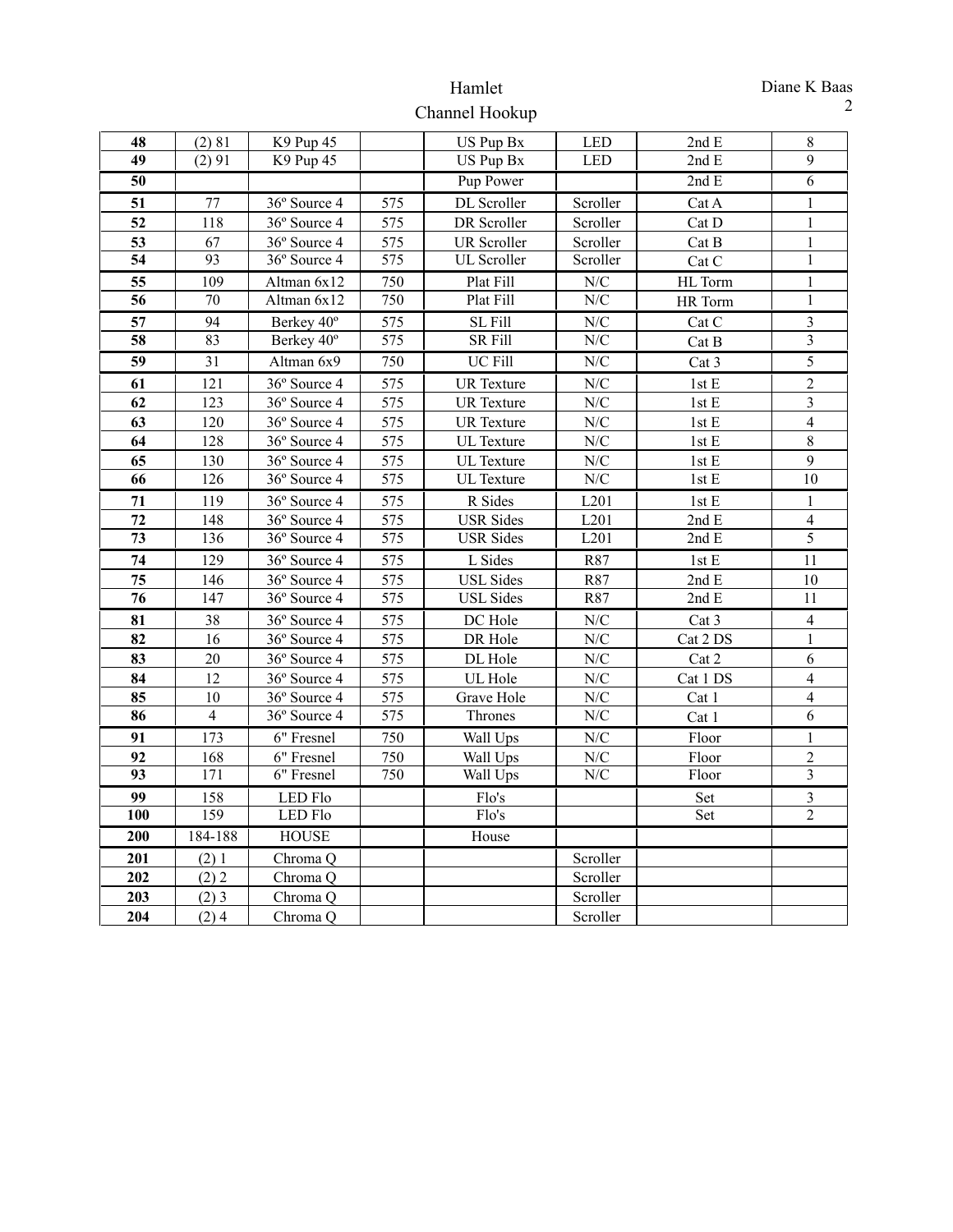# Hamlet

## Channel Hookup

| 48 | (2) 81 | K9 Pup 45 | | US Pup Bx | LED | 2nd E | 8 |
|---|---|---|---|---|---|---|---|
| **49** | (2) 91 | K9 Pup 45 | | US Pup Bx | LED | 2nd E | 9 |
| **50** | | | | Pup Power | | 2nd E | 6 |
| **51** | 77 | 36º Source 4 | 575 | DL Scroller | Scroller | Cat A | 1 |
| **52** | 118 | 36º Source 4 | 575 | DR Scroller | Scroller | Cat D | 1 |
| **53** | 67 | 36º Source 4 | 575 | UR Scroller | Scroller | Cat B | 1 |
| **54** | 93 | 36º Source 4 | 575 | UL Scroller | Scroller | Cat C | 1 |
| **55** | 109 | Altman 6x12 | 750 | Plat Fill | N/C | HL Torm | 1 |
| **56** | 70 | Altman 6x12 | 750 | Plat Fill | N/C | HR Torm | 1 |
| **57** | 94 | Berkey 40º | 575 | SL Fill | N/C | Cat C | 3 |
| **58** | 83 | Berkey 40º | 575 | SR Fill | N/C | Cat B | 3 |
| **59** | 31 | Altman 6x9 | 750 | UC Fill | N/C | Cat 3 | 5 |
| **61** | 121 | 36º Source 4 | 575 | UR Texture | N/C | 1st E | 2 |
| **62** | 123 | 36º Source 4 | 575 | UR Texture | N/C | 1st E | 3 |
| **63** | 120 | 36º Source 4 | 575 | UR Texture | N/C | 1st E | 4 |
| **64** | 128 | 36º Source 4 | 575 | UL Texture | N/C | 1st E | 8 |
| **65** | 130 | 36º Source 4 | 575 | UL Texture | N/C | 1st E | 9 |
| **66** | 126 | 36º Source 4 | 575 | UL Texture | N/C | 1st E | 10 |
| **71** | 119 | 36º Source 4 | 575 | R Sides | L201 | 1st E | 1 |
| **72** | 148 | 36º Source 4 | 575 | USR Sides | L201 | 2nd E | 4 |
| **73** | 136 | 36º Source 4 | 575 | USR Sides | L201 | 2nd E | 5 |
| **74** | 129 | 36º Source 4 | 575 | L Sides | R87 | 1st E | 11 |
| **75** | 146 | 36º Source 4 | 575 | USL Sides | R87 | 2nd E | 10 |
| **76** | 147 | 36º Source 4 | 575 | USL Sides | R87 | 2nd E | 11 |
| **81** | 38 | 36º Source 4 | 575 | DC Hole | N/C | Cat 3 | 4 |
| **82** | 16 | 36º Source 4 | 575 | DR Hole | N/C | Cat 2 DS | 1 |
| **83** | 20 | 36º Source 4 | 575 | DL Hole | N/C | Cat 2 | 6 |
| **84** | 12 | 36º Source 4 | 575 | UL Hole | N/C | Cat 1 DS | 4 |
| **85** | 10 | 36º Source 4 | 575 | Grave Hole | N/C | Cat 1 | 4 |
| **86** | 4 | 36º Source 4 | 575 | Thrones | N/C | Cat 1 | 6 |
| **91** | 173 | 6" Fresnel | 750 | Wall Ups | N/C | Floor | 1 |
| **92** | 168 | 6" Fresnel | 750 | Wall Ups | N/C | Floor | 2 |
| **93** | 171 | 6" Fresnel | 750 | Wall Ups | N/C | Floor | 3 |
| **99** | 158 | LED Flo | | Flo's | | Set | 3 |
| **100** | 159 | LED Flo | | Flo's | | Set | 2 |
| **200** | 184-188 | HOUSE | | House | | | |
| **201** | (2) 1 | Chroma Q | | | Scroller | | |
| **202** | (2) 2 | Chroma Q | | | Scroller | | |
| **203** | (2) 3 | Chroma Q | | | Scroller | | |
| **204** | (2) 4 | Chroma Q | | | Scroller | | |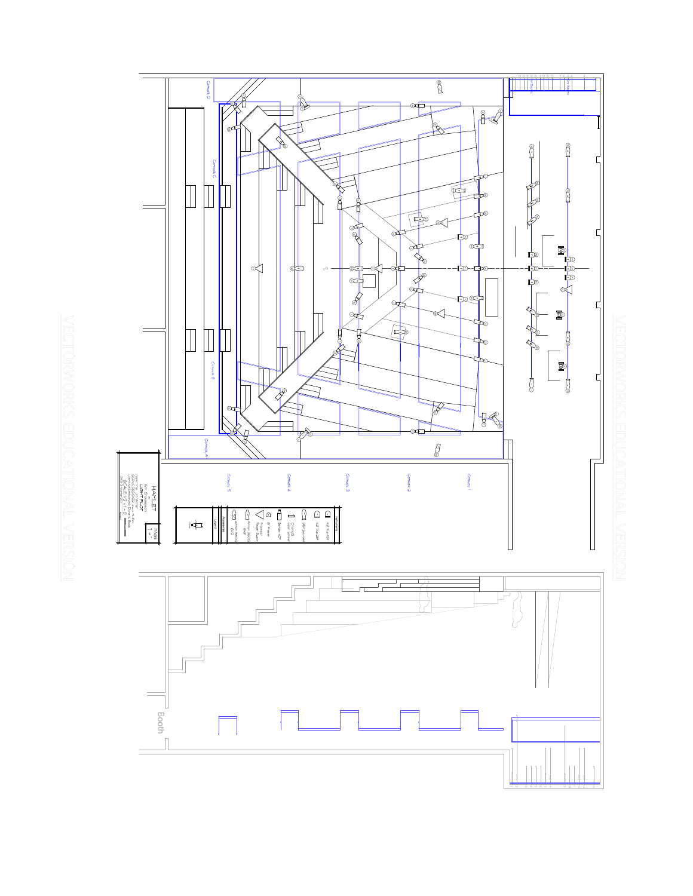VECTORWORKS EDUCATIONAL VERSION

Catwalk D

Catwalk C

Catwalk B

Catwalk A

Catwalk 5

Catwalk 4

Catwalk 3

Catwalk 2

Catwalk 1

HAMLET

Wm. Shakespeare

LIGHT PLOT

SCALE 1/4" = 1'-0"

PAGE

1 of 1

Legend

Instruments

Accessories

S4 Par 40°

S4 Par 26°

36° Source 4

Chroma-Q Color Scroller

Altman 6"

6" Fresnel

Prismatic Power Bucket

Altman 360Q 6x9

Altman 360Q 6x12

Booth

VECTORWORKS EDUCATIONAL VERSION